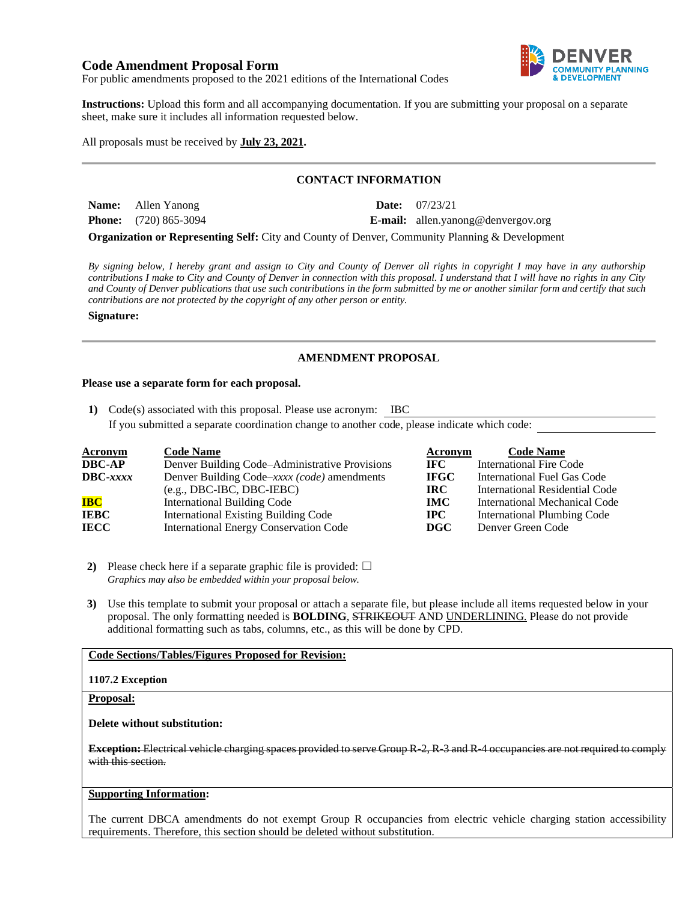# Code Amendment Proposal Form

For public amendments proposed to the 2021 editions of the International Codes

DENVER COMMUNITY PLANNING & DEVELOPMENT

**Instructions:** Upload this form and all accompanying documentation. If you are submitting your proposal on a separate sheet, make sure it includes all information requested below.

All proposals must be received by **July 23, 2021.**

## CONTACT INFORMATION

**Name:** Allen Yanong **Date:** 07/23/21

**Phone:** (720) 865-3094 **E-mail:** allen.yanong@denvergov.org

**Organization or Representing Self:** City and County of Denver, Community Planning & Development

*By signing below, I hereby grant and assign to City and County of Denver all rights in copyright I may have in any authorship contributions I make to City and County of Denver in connection with this proposal. I understand that I will have no rights in any City and County of Denver publications that use such contributions in the form submitted by me or another similar form and certify that such contributions are not protected by the copyright of any other person or entity.*

**Signature:**

## AMENDMENT PROPOSAL

**Please use a separate form for each proposal.**

1) Code(s) associated with this proposal. Please use acronym: IBC

   If you submitted a separate coordination change to another code, please indicate which code:

| Acronym | Code Name | Acronym | Code Name |
|---|---|---|---|
| **DBC-AP** | Denver Building Code–Administrative Provisions | **IFC** | International Fire Code |
| **DBC-*xxxx*** | Denver Building Code–*xxxx (code)* amendments (e.g., DBC-IBC, DBC-IEBC) | **IFGC** | International Fuel Gas Code |
| **IBC** | International Building Code | **IRC** | International Residential Code |
| **IEBC** | International Existing Building Code | **IMC** | International Mechanical Code |
| **IECC** | International Energy Conservation Code | **IPC** | International Plumbing Code |
| | | **DGC** | Denver Green Code |

2) Please check here if a separate graphic file is provided: ☐
   *Graphics may also be embedded within your proposal below.*

3) Use this template to submit your proposal or attach a separate file, but please include all items requested below in your proposal. The only formatting needed is **BOLDING**, ~~STRIKEOUT~~ AND UNDERLINING. Please do not provide additional formatting such as tabs, columns, etc., as this will be done by CPD.

**Code Sections/Tables/Figures Proposed for Revision:**

**1107.2 Exception**

**Proposal:**

**Delete without substitution:**

~~**Exception:** Electrical vehicle charging spaces provided to serve Group R-2, R-3 and R-4 occupancies are not required to comply with this section.~~

**Supporting Information:**

The current DBCA amendments do not exempt Group R occupancies from electric vehicle charging station accessibility requirements. Therefore, this section should be deleted without substitution.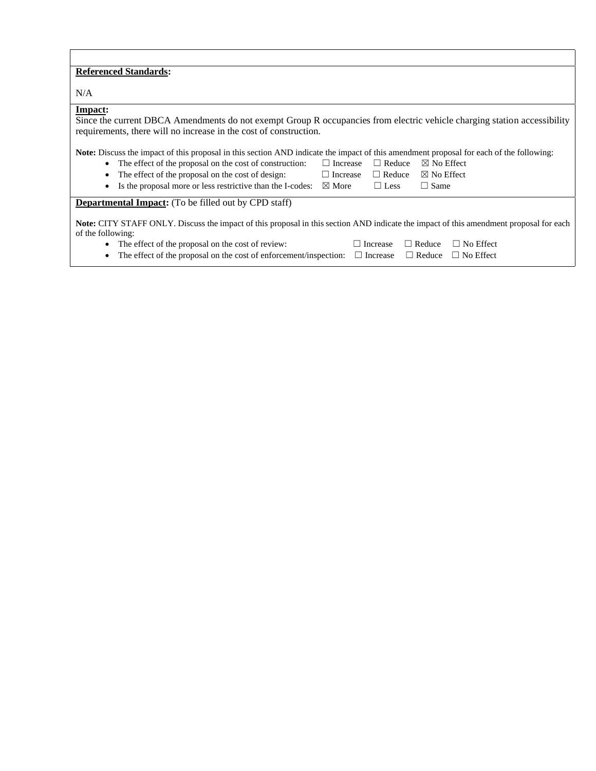**Referenced Standards:**

N/A

**Impact:**

Since the current DBCA Amendments do not exempt Group R occupancies from electric vehicle charging station accessibility requirements, there will no increase in the cost of construction.

**Note:** Discuss the impact of this proposal in this section AND indicate the impact of this amendment proposal for each of the following:

- The effect of the proposal on the cost of construction: ☐ Increase ☐ Reduce ☒ No Effect
- The effect of the proposal on the cost of design: ☐ Increase ☐ Reduce ☒ No Effect
- Is the proposal more or less restrictive than the I-codes: ☒ More ☐ Less ☐ Same

**Departmental Impact:** (To be filled out by CPD staff)

**Note:** CITY STAFF ONLY. Discuss the impact of this proposal in this section AND indicate the impact of this amendment proposal for each of the following:

- The effect of the proposal on the cost of review: ☐ Increase ☐ Reduce ☐ No Effect
- The effect of the proposal on the cost of enforcement/inspection: ☐ Increase ☐ Reduce ☐ No Effect